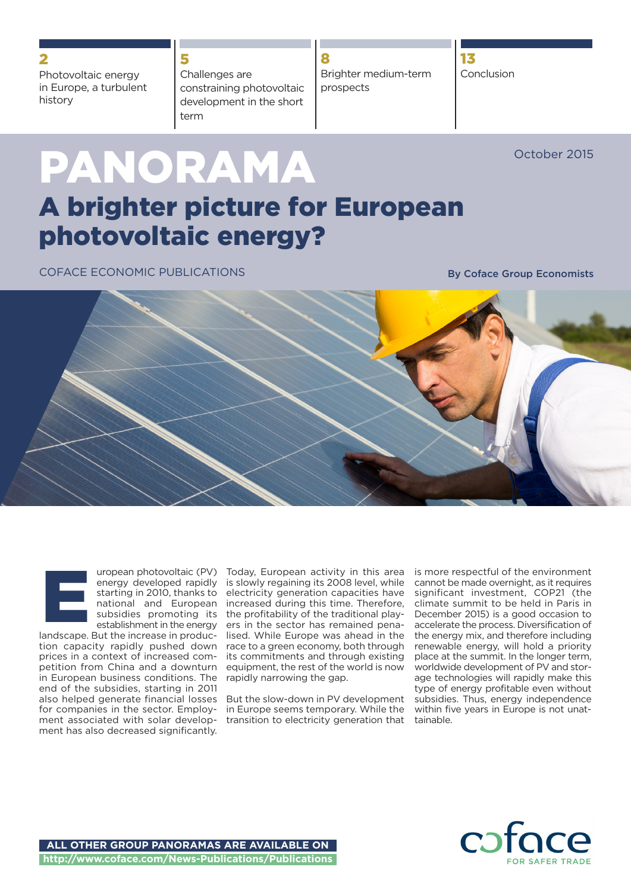2 Photovoltaic energy in Europe, a turbulent history

5 Challenges are constraining photovoltaic development in the short term

8 Brighter medium-term prospects

13 Conclusion

October 2015

# PANORAMA

## A brighter picture for European photovoltaic energy?

COFACE ECONOMIC PUBLICATIONS

**By Coface Group Economists**

European photovoltaic (PV) energy developed rapidly starting in 2010, thanks to national and European subsidies promoting its establishment in the energy landscape. But the increase in production capacity rapidly pushed down prices in a context of increased competition from China and a downturn in European business conditions. The end of the subsidies, starting in 2011 also helped generate financial losses for companies in the sector. Employment associated with solar development has also decreased significantly.

Today, European activity in this area is slowly regaining its 2008 level, while electricity generation capacities have increased during this time. Therefore, the profitability of the traditional players in the sector has remained penalised. While Europe was ahead in the race to a green economy, both through its commitments and through existing equipment, the rest of the world is now rapidly narrowing the gap.

But the slow-down in PV development in Europe seems temporary. While the transition to electricity generation that is more respectful of the environment cannot be made overnight, as it requires significant investment, COP21 (the climate summit to be held in Paris in December 2015) is a good occasion to accelerate the process. Diversification of the energy mix, and therefore including renewable energy, will hold a priority place at the summit. In the longer term, worldwide development of PV and storage technologies will rapidly make this type of energy profitable even without subsidies. Thus, energy independence within five years in Europe is not unattainable.

**ALL OTHER GROUP PANORAMAS ARE AVAILABLE ON**
**http://www.coface.com/News-Publications/Publications**

coface FOR SAFER TRADE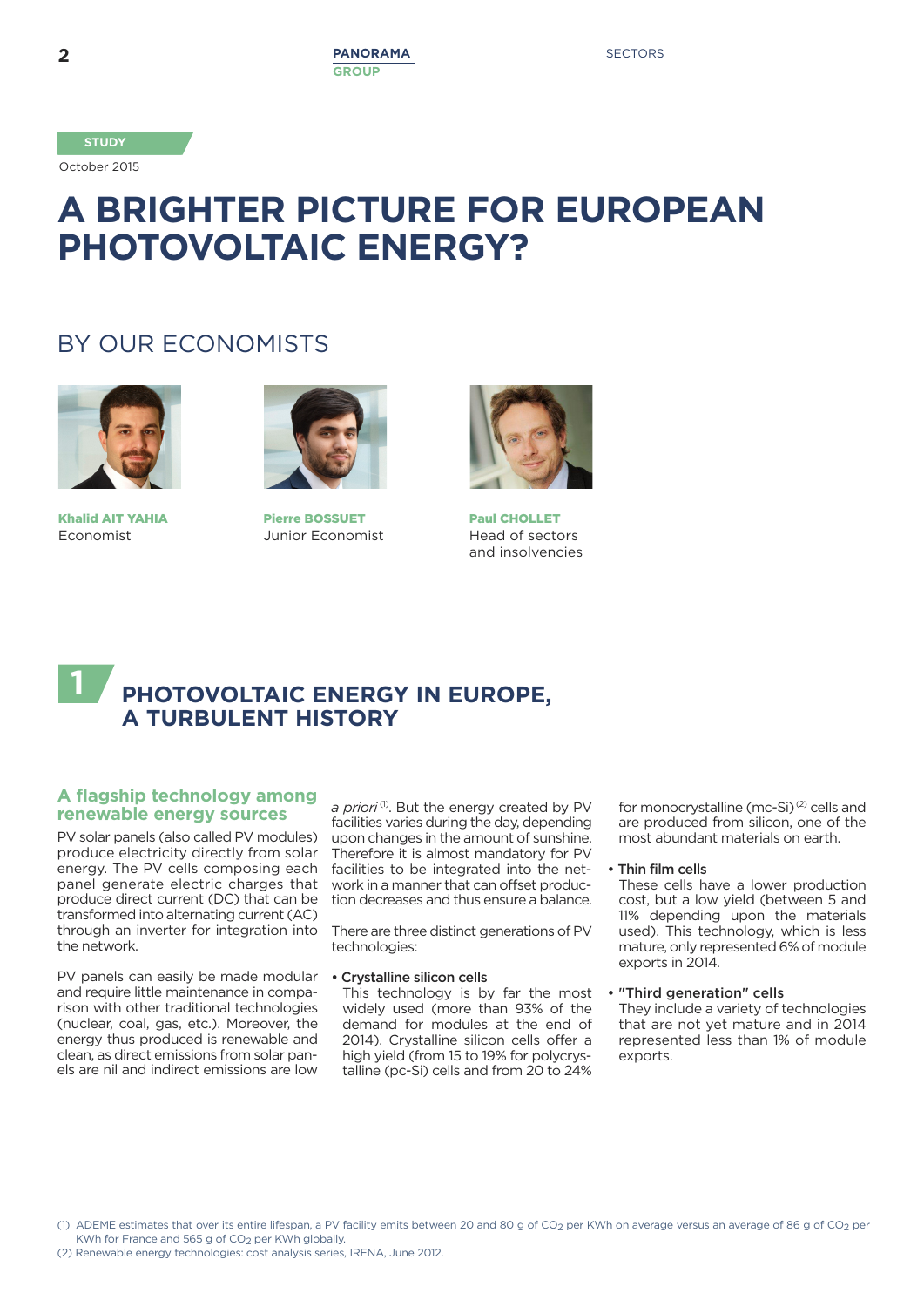STUDY

October 2015

# A BRIGHTER PICTURE FOR EUROPEAN PHOTOVOLTAIC ENERGY?

## BY OUR ECONOMISTS

**Khalid AIT YAHIA**
Economist

**Pierre BOSSUET**
Junior Economist

**Paul CHOLLET**
Head of sectors and insolvencies

## 1 PHOTOVOLTAIC ENERGY IN EUROPE, A TURBULENT HISTORY

### A flagship technology among renewable energy sources

PV solar panels (also called PV modules) produce electricity directly from solar energy. The PV cells composing each panel generate electric charges that produce direct current (DC) that can be transformed into alternating current (AC) through an inverter for integration into the network.

PV panels can easily be made modular and require little maintenance in comparison with other traditional technologies (nuclear, coal, gas, etc.). Moreover, the energy thus produced is renewable and clean, as direct emissions from solar panels are nil and indirect emissions are low *a priori* [1]. But the energy created by PV facilities varies during the day, depending upon changes in the amount of sunshine. Therefore it is almost mandatory for PV facilities to be integrated into the network in a manner that can offset production decreases and thus ensure a balance.

There are three distinct generations of PV technologies:

- **Crystalline silicon cells**
  This technology is by far the most widely used (more than 93% of the demand for modules at the end of 2014). Crystalline silicon cells offer a high yield (from 15 to 19% for polycrystalline (pc-Si) cells and from 20 to 24% for monocrystalline (mc-Si) [2] cells and are produced from silicon, one of the most abundant materials on earth.
- **Thin film cells**
  These cells have a lower production cost, but a low yield (between 5 and 11% depending upon the materials used). This technology, which is less mature, only represented 6% of module exports in 2014.
- **"Third generation" cells**
  They include a variety of technologies that are not yet mature and in 2014 represented less than 1% of module exports.

(1) ADEME estimates that over its entire lifespan, a PV facility emits between 20 and 80 g of $CO_2$ per KWh on average versus an average of 86 g of $CO_2$ per KWh for France and 565 g of $CO_2$ per KWh globally.
(2) Renewable energy technologies: cost analysis series, IRENA, June 2012.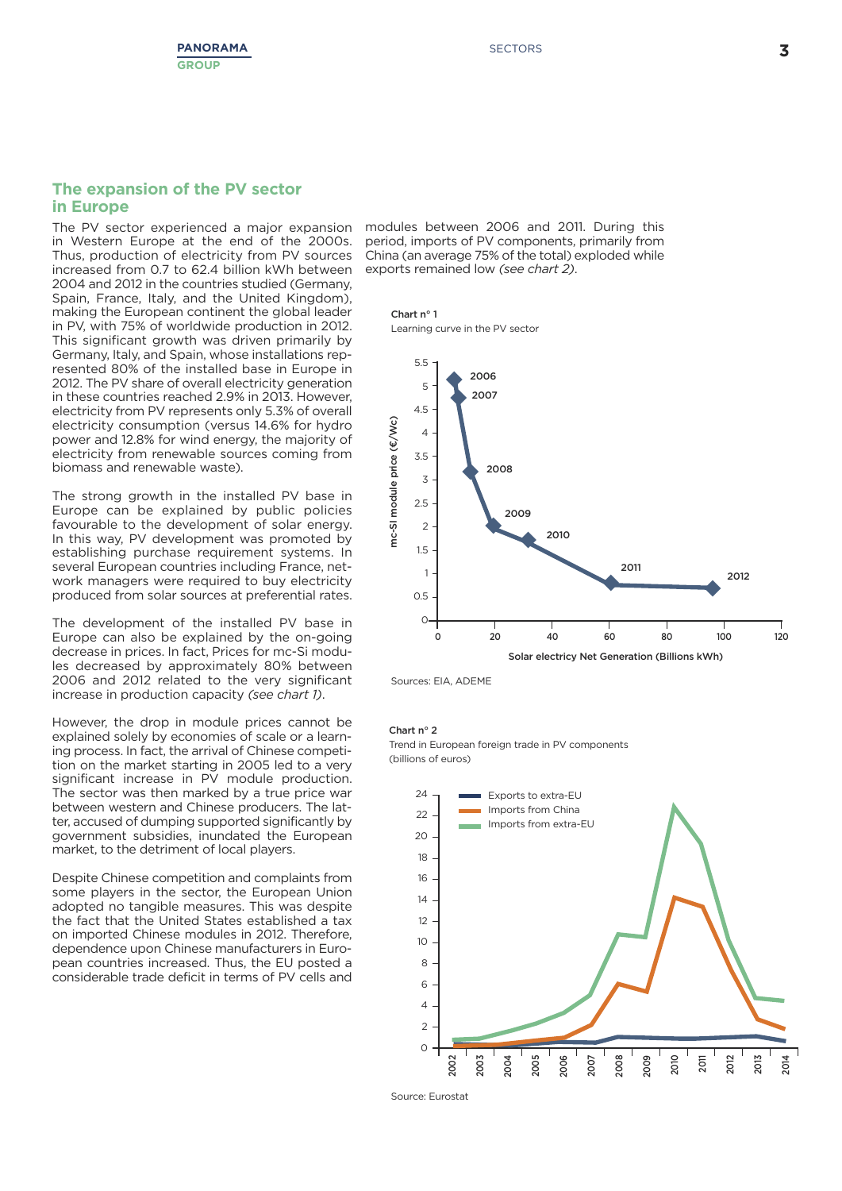## The expansion of the PV sector in Europe

The PV sector experienced a major expansion in Western Europe at the end of the 2000s. Thus, production of electricity from PV sources increased from 0.7 to 62.4 billion kWh between 2004 and 2012 in the countries studied (Germany, Spain, France, Italy, and the United Kingdom), making the European continent the global leader in PV, with 75% of worldwide production in 2012. This significant growth was driven primarily by Germany, Italy, and Spain, whose installations represented 80% of the installed base in Europe in 2012. The PV share of overall electricity generation in these countries reached 2.9% in 2013. However, electricity from PV represents only 5.3% of overall electricity consumption (versus 14.6% for hydro power and 12.8% for wind energy, the majority of electricity from renewable sources coming from biomass and renewable waste).

The strong growth in the installed PV base in Europe can be explained by public policies favourable to the development of solar energy. In this way, PV development was promoted by establishing purchase requirement systems. In several European countries including France, network managers were required to buy electricity produced from solar sources at preferential rates.

The development of the installed PV base in Europe can also be explained by the on-going decrease in prices. In fact, Prices for mc-Si modules decreased by approximately 80% between 2006 and 2012 related to the very significant increase in production capacity *(see chart 1)*.

However, the drop in module prices cannot be explained solely by economies of scale or a learning process. In fact, the arrival of Chinese competition on the market starting in 2005 led to a very significant increase in PV module production. The sector was then marked by a true price war between western and Chinese producers. The latter, accused of dumping supported significantly by government subsidies, inundated the European market, to the detriment of local players.

Despite Chinese competition and complaints from some players in the sector, the European Union adopted no tangible measures. This was despite the fact that the United States established a tax on imported Chinese modules in 2012. Therefore, dependence upon Chinese manufacturers in European countries increased. Thus, the EU posted a considerable trade deficit in terms of PV cells and modules between 2006 and 2011. During this period, imports of PV components, primarily from China (an average 75% of the total) exploded while exports remained low *(see chart 2)*.

**Chart n° 1**
Learning curve in the PV sector

Sources: EIA, ADEME

**Chart n° 2**
Trend in European foreign trade in PV components (billions of euros)

Source: Eurostat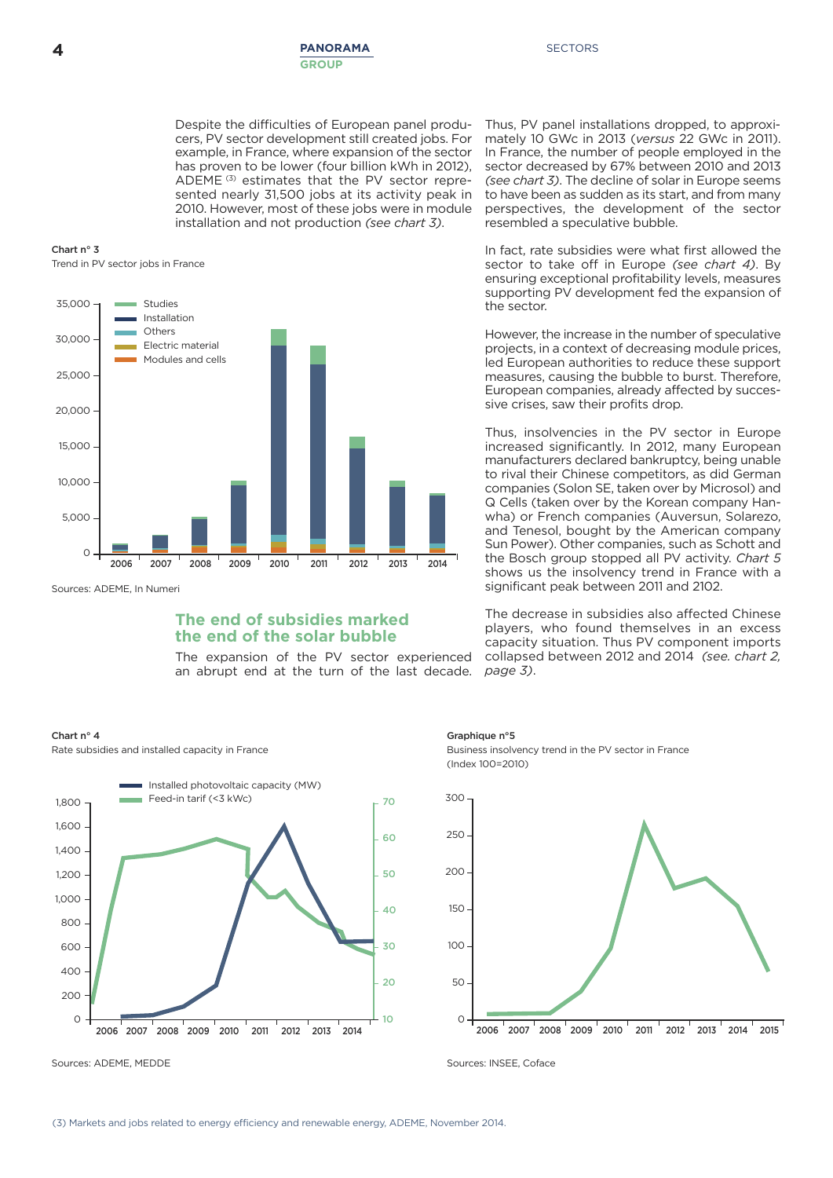Despite the difficulties of European panel producers, PV sector development still created jobs. For example, in France, where expansion of the sector has proven to be lower (four billion kWh in 2012), ADEME [3] estimates that the PV sector represented nearly 31,500 jobs at its activity peak in 2010. However, most of these jobs were in module installation and not production *(see chart 3)*.

**Chart n° 3**
Trend in PV sector jobs in France

Sources: ADEME, In Numeri

## The end of subsidies marked the end of the solar bubble

The expansion of the PV sector experienced an abrupt end at the turn of the last decade. Thus, PV panel installations dropped, to approximately 10 GWc in 2013 (*versus* 22 GWc in 2011). In France, the number of people employed in the sector decreased by 67% between 2010 and 2013 *(see chart 3)*. The decline of solar in Europe seems to have been as sudden as its start, and from many perspectives, the development of the sector resembled a speculative bubble.

In fact, rate subsidies were what first allowed the sector to take off in Europe *(see chart 4)*. By ensuring exceptional profitability levels, measures supporting PV development fed the expansion of the sector.

However, the increase in the number of speculative projects, in a context of decreasing module prices, led European authorities to reduce these support measures, causing the bubble to burst. Therefore, European companies, already affected by successive crises, saw their profits drop.

Thus, insolvencies in the PV sector in Europe increased significantly. In 2012, many European manufacturers declared bankruptcy, being unable to rival their Chinese competitors, as did German companies (Solon SE, taken over by Microsol) and Q Cells (taken over by the Korean company Hanwha) or French companies (Auversun, Solarezo, and Tenesol, bought by the American company Sun Power). Other companies, such as Schott and the Bosch group stopped all PV activity. *Chart 5* shows us the insolvency trend in France with a significant peak between 2011 and 2102.

The decrease in subsidies also affected Chinese players, who found themselves in an excess capacity situation. Thus PV component imports collapsed between 2012 and 2014 *(see. chart 2, page 3)*.

**Chart n° 4**
Rate subsidies and installed capacity in France

Sources: ADEME, MEDDE

**Graphique n°5**
Business insolvency trend in the PV sector in France
(Index 100=2010)

Sources: INSEE, Coface

(3) Markets and jobs related to energy efficiency and renewable energy, ADEME, November 2014.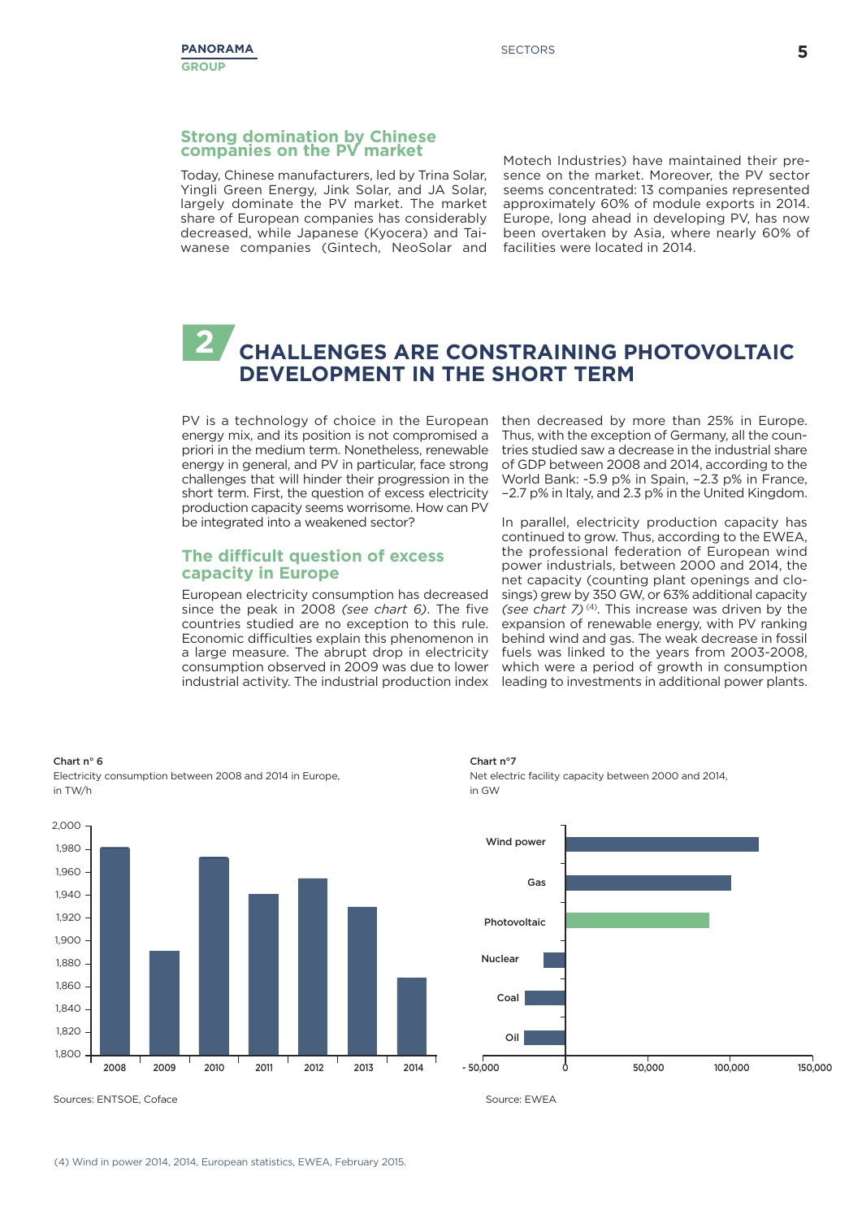## Strong domination by Chinese companies on the PV market

Today, Chinese manufacturers, led by Trina Solar, Yingli Green Energy, Jink Solar, and JA Solar, largely dominate the PV market. The market share of European companies has considerably decreased, while Japanese (Kyocera) and Taiwanese companies (Gintech, NeoSolar and Motech Industries) have maintained their presence on the market. Moreover, the PV sector seems concentrated: 13 companies represented approximately 60% of module exports in 2014. Europe, long ahead in developing PV, has now been overtaken by Asia, where nearly 60% of facilities were located in 2014.

# 2 CHALLENGES ARE CONSTRAINING PHOTOVOLTAIC DEVELOPMENT IN THE SHORT TERM

PV is a technology of choice in the European energy mix, and its position is not compromised a priori in the medium term. Nonetheless, renewable energy in general, and PV in particular, face strong challenges that will hinder their progression in the short term. First, the question of excess electricity production capacity seems worrisome. How can PV be integrated into a weakened sector?

## The difficult question of excess capacity in Europe

European electricity consumption has decreased since the peak in 2008 *(see chart 6)*. The five countries studied are no exception to this rule. Economic difficulties explain this phenomenon in a large measure. The abrupt drop in electricity consumption observed in 2009 was due to lower industrial activity. The industrial production index then decreased by more than 25% in Europe. Thus, with the exception of Germany, all the countries studied saw a decrease in the industrial share of GDP between 2008 and 2014, according to the World Bank: -5.9 p% in Spain, –2.3 p% in France, –2.7 p% in Italy, and 2.3 p% in the United Kingdom.

In parallel, electricity production capacity has continued to grow. Thus, according to the EWEA, the professional federation of European wind power industrials, between 2000 and 2014, the net capacity (counting plant openings and closings) grew by 350 GW, or 63% additional capacity *(see chart 7)* [4]. This increase was driven by the expansion of renewable energy, with PV ranking behind wind and gas. The weak decrease in fossil fuels was linked to the years from 2003-2008, which were a period of growth in consumption leading to investments in additional power plants.

**Chart n° 6**
Electricity consumption between 2008 and 2014 in Europe, in TW/h

Sources: ENTSOE, Coface

**Chart n°7**
Net electric facility capacity between 2000 and 2014, in GW

Source: EWEA

(4) Wind in power 2014, 2014, European statistics, EWEA, February 2015.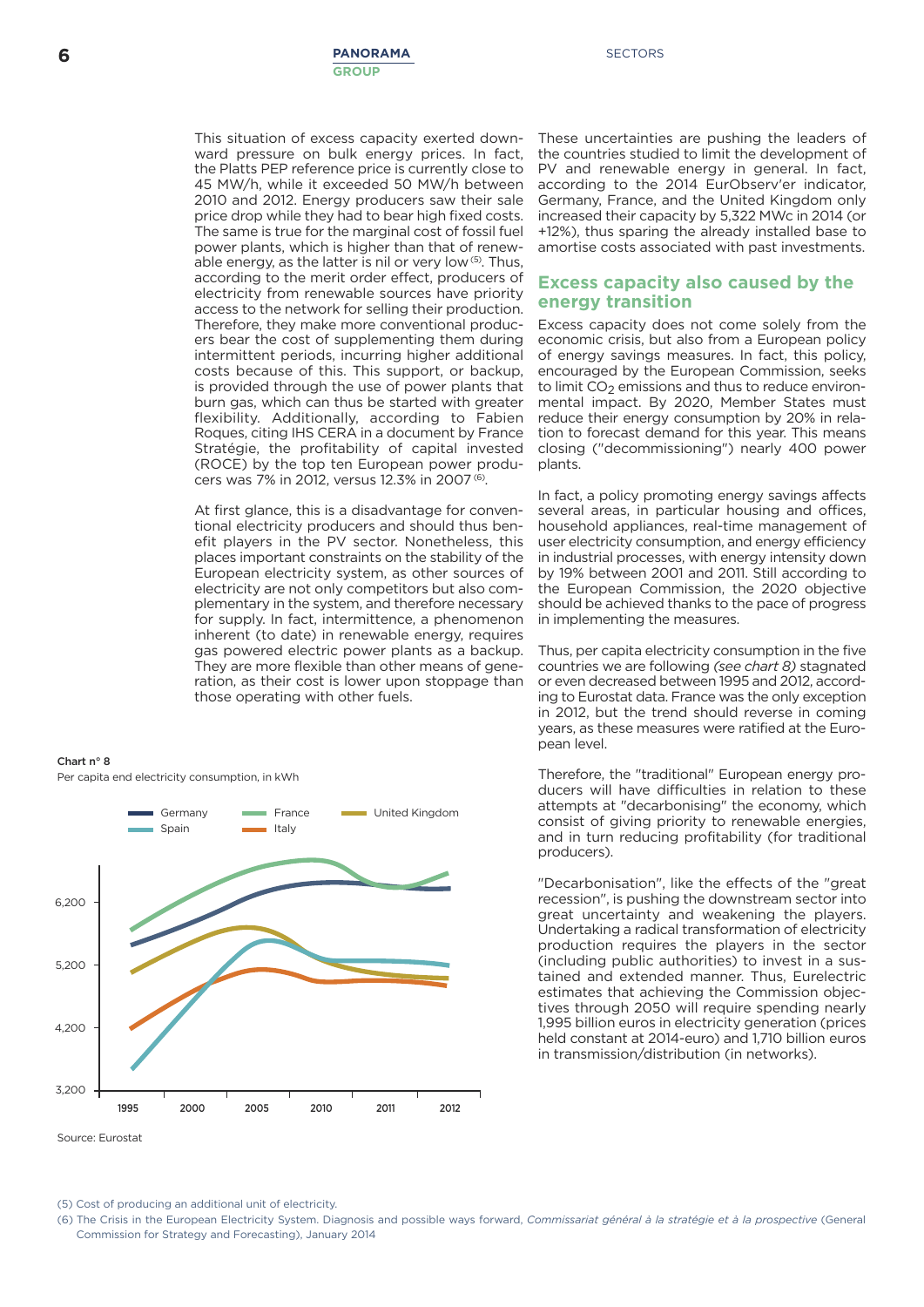This situation of excess capacity exerted downward pressure on bulk energy prices. In fact, the Platts PEP reference price is currently close to 45 MW/h, while it exceeded 50 MW/h between 2010 and 2012. Energy producers saw their sale price drop while they had to bear high fixed costs. The same is true for the marginal cost of fossil fuel power plants, which is higher than that of renewable energy, as the latter is nil or very low [5]. Thus, according to the merit order effect, producers of electricity from renewable sources have priority access to the network for selling their production. Therefore, they make more conventional producers bear the cost of supplementing them during intermittent periods, incurring higher additional costs because of this. This support, or backup, is provided through the use of power plants that burn gas, which can thus be started with greater flexibility. Additionally, according to Fabien Roques, citing IHS CERA in a document by France Stratégie, the profitability of capital invested (ROCE) by the top ten European power producers was 7% in 2012, versus 12.3% in 2007 [6].

At first glance, this is a disadvantage for conventional electricity producers and should thus benefit players in the PV sector. Nonetheless, this places important constraints on the stability of the European electricity system, as other sources of electricity are not only competitors but also complementary in the system, and therefore necessary for supply. In fact, intermittence, a phenomenon inherent (to date) in renewable energy, requires gas powered electric power plants as a backup. They are more flexible than other means of generation, as their cost is lower upon stoppage than those operating with other fuels.

Chart n° 8

Per capita end electricity consumption, in kWh

Source: Eurostat

These uncertainties are pushing the leaders of the countries studied to limit the development of PV and renewable energy in general. In fact, according to the 2014 EurObserv'er indicator, Germany, France, and the United Kingdom only increased their capacity by 5,322 MWc in 2014 (or +12%), thus sparing the already installed base to amortise costs associated with past investments.

## Excess capacity also caused by the energy transition

Excess capacity does not come solely from the economic crisis, but also from a European policy of energy savings measures. In fact, this policy, encouraged by the European Commission, seeks to limit $CO_2$ emissions and thus to reduce environmental impact. By 2020, Member States must reduce their energy consumption by 20% in relation to forecast demand for this year. This means closing ("decommissioning") nearly 400 power plants.

In fact, a policy promoting energy savings affects several areas, in particular housing and offices, household appliances, real-time management of user electricity consumption, and energy efficiency in industrial processes, with energy intensity down by 19% between 2001 and 2011. Still according to the European Commission, the 2020 objective should be achieved thanks to the pace of progress in implementing the measures.

Thus, per capita electricity consumption in the five countries we are following *(see chart 8)* stagnated or even decreased between 1995 and 2012, according to Eurostat data. France was the only exception in 2012, but the trend should reverse in coming years, as these measures were ratified at the European level.

Therefore, the "traditional" European energy producers will have difficulties in relation to these attempts at "decarbonising" the economy, which consist of giving priority to renewable energies, and in turn reducing profitability (for traditional producers).

"Decarbonisation", like the effects of the "great recession", is pushing the downstream sector into great uncertainty and weakening the players. Undertaking a radical transformation of electricity production requires the players in the sector (including public authorities) to invest in a sustained and extended manner. Thus, Eurelectric estimates that achieving the Commission objectives through 2050 will require spending nearly 1,995 billion euros in electricity generation (prices held constant at 2014-euro) and 1,710 billion euros in transmission/distribution (in networks).

(5) Cost of producing an additional unit of electricity.

(6) The Crisis in the European Electricity System. Diagnosis and possible ways forward, *Commissariat général à la stratégie et à la prospective* (General Commission for Strategy and Forecasting), January 2014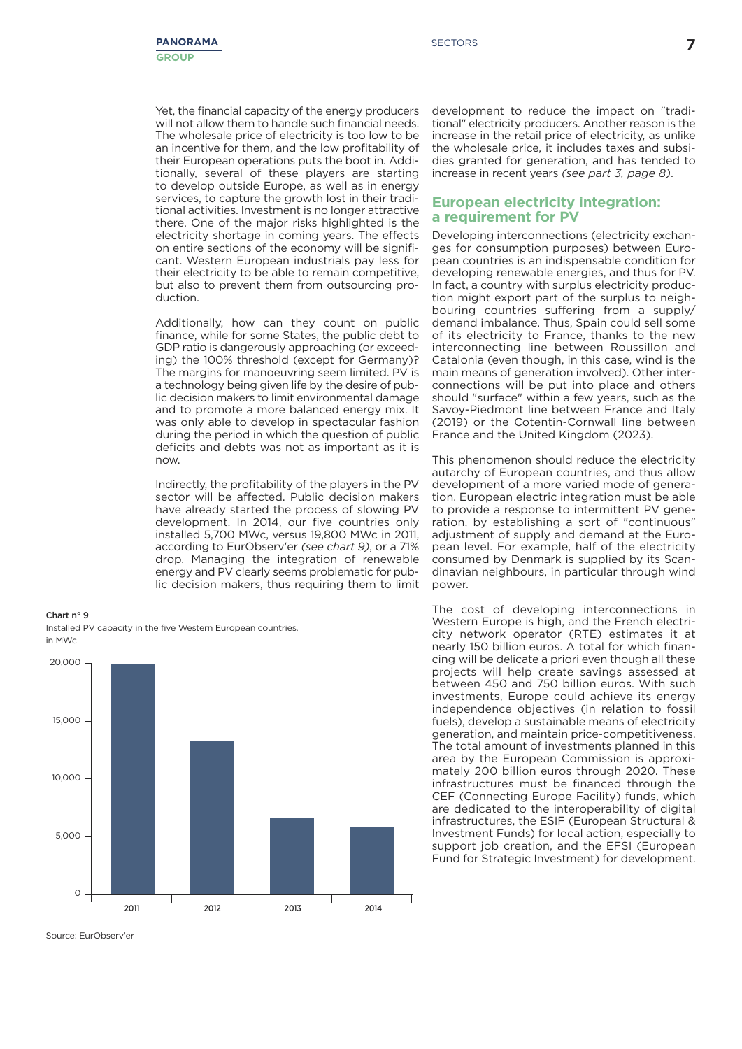Yet, the financial capacity of the energy producers will not allow them to handle such financial needs. The wholesale price of electricity is too low to be an incentive for them, and the low profitability of their European operations puts the boot in. Additionally, several of these players are starting to develop outside Europe, as well as in energy services, to capture the growth lost in their traditional activities. Investment is no longer attractive there. One of the major risks highlighted is the electricity shortage in coming years. The effects on entire sections of the economy will be significant. Western European industrials pay less for their electricity to be able to remain competitive, but also to prevent them from outsourcing production.

Additionally, how can they count on public finance, while for some States, the public debt to GDP ratio is dangerously approaching (or exceeding) the 100% threshold (except for Germany)? The margins for manoeuvring seem limited. PV is a technology being given life by the desire of public decision makers to limit environmental damage and to promote a more balanced energy mix. It was only able to develop in spectacular fashion during the period in which the question of public deficits and debts was not as important as it is now.

Indirectly, the profitability of the players in the PV sector will be affected. Public decision makers have already started the process of slowing PV development. In 2014, our five countries only installed 5,700 MWc, versus 19,800 MWc in 2011, according to EurObserv'er *(see chart 9)*, or a 71% drop. Managing the integration of renewable energy and PV clearly seems problematic for public decision makers, thus requiring them to limit development to reduce the impact on "traditional" electricity producers. Another reason is the increase in the retail price of electricity, as unlike the wholesale price, it includes taxes and subsidies granted for generation, and has tended to increase in recent years *(see part 3, page 8)*.

**Chart n° 9**

Installed PV capacity in the five Western European countries, in MWc

| Year | Installed PV capacity (MWc) |
|---|---|
| 2011 | ~19,800 |
| 2012 | ~13,200 |
| 2013 | ~6,600 |
| 2014 | ~5,700 |

Source: EurObserv'er

## European electricity integration: a requirement for PV

Developing interconnections (electricity exchanges for consumption purposes) between European countries is an indispensable condition for developing renewable energies, and thus for PV. In fact, a country with surplus electricity production might export part of the surplus to neighbouring countries suffering from a supply/demand imbalance. Thus, Spain could sell some of its electricity to France, thanks to the new interconnecting line between Roussillon and Catalonia (even though, in this case, wind is the main means of generation involved). Other interconnections will be put into place and others should "surface" within a few years, such as the Savoy-Piedmont line between France and Italy (2019) or the Cotentin-Cornwall line between France and the United Kingdom (2023).

This phenomenon should reduce the electricity autarchy of European countries, and thus allow development of a more varied mode of generation. European electric integration must be able to provide a response to intermittent PV generation, by establishing a sort of "continuous" adjustment of supply and demand at the European level. For example, half of the electricity consumed by Denmark is supplied by its Scandinavian neighbours, in particular through wind power.

The cost of developing interconnections in Western Europe is high, and the French electricity network operator (RTE) estimates it at nearly 150 billion euros. A total for which financing will be delicate a priori even though all these projects will help create savings assessed at between 450 and 750 billion euros. With such investments, Europe could achieve its energy independence objectives (in relation to fossil fuels), develop a sustainable means of electricity generation, and maintain price-competitiveness. The total amount of investments planned in this area by the European Commission is approximately 200 billion euros through 2020. These infrastructures must be financed through the CEF (Connecting Europe Facility) funds, which are dedicated to the interoperability of digital infrastructures, the ESIF (European Structural & Investment Funds) for local action, especially to support job creation, and the EFSI (European Fund for Strategic Investment) for development.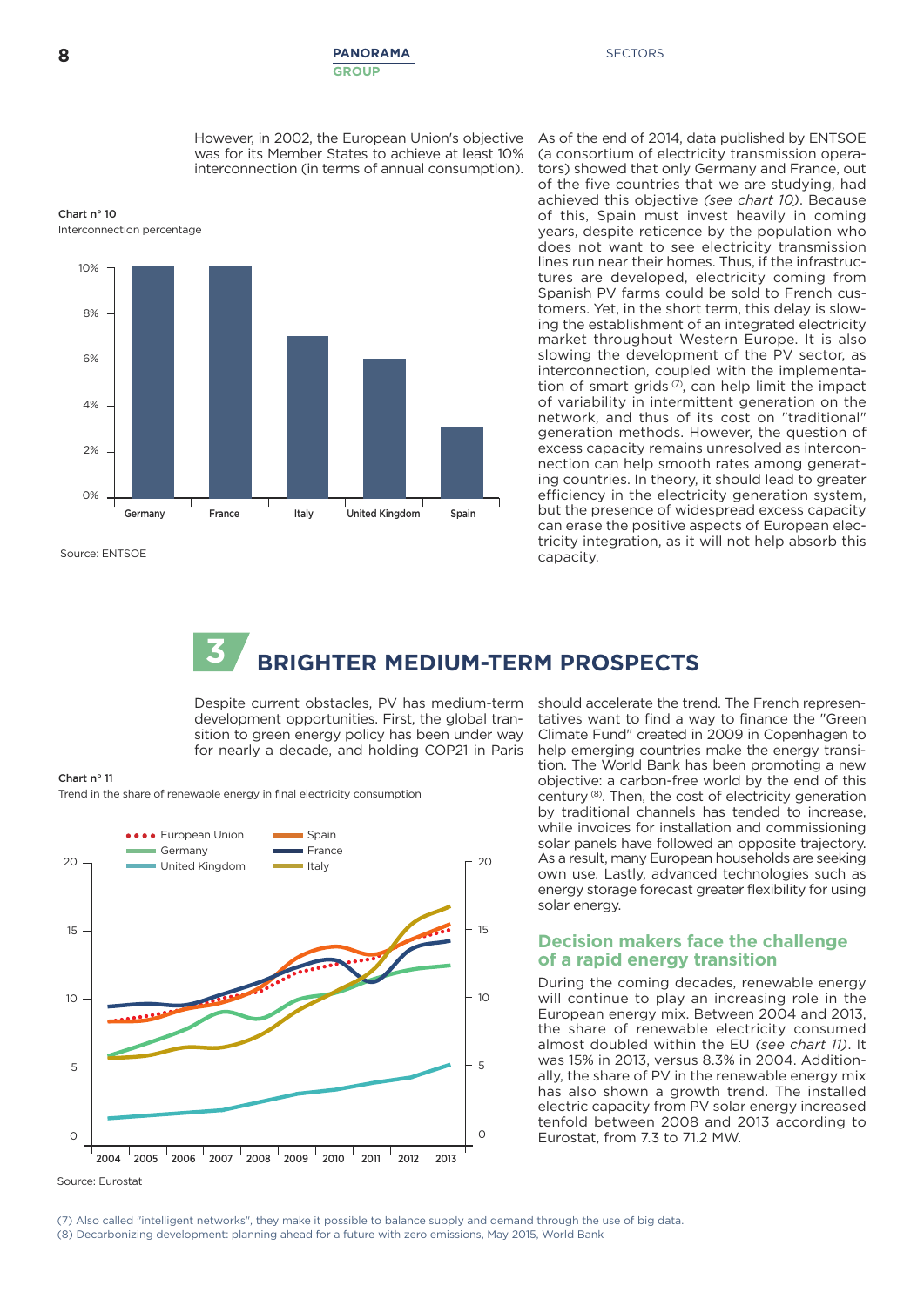However, in 2002, the European Union's objective was for its Member States to achieve at least 10% interconnection (in terms of annual consumption).

**Chart n° 10**
Interconnection percentage

| Country | Interconnection percentage |
|---|---|
| Germany | 10% |
| France | 10% |
| Italy | 7% |
| United Kingdom | 6% |
| Spain | 3% |

Source: ENTSOE

As of the end of 2014, data published by ENTSOE (a consortium of electricity transmission operators) showed that only Germany and France, out of the five countries that we are studying, had achieved this objective *(see chart 10)*. Because of this, Spain must invest heavily in coming years, despite reticence by the population who does not want to see electricity transmission lines run near their homes. Thus, if the infrastructures are developed, electricity coming from Spanish PV farms could be sold to French customers. Yet, in the short term, this delay is slowing the establishment of an integrated electricity market throughout Western Europe. It is also slowing the development of the PV sector, as interconnection, coupled with the implementation of smart grids [7], can help limit the impact of variability in intermittent generation on the network, and thus of its cost on "traditional" generation methods. However, the question of excess capacity remains unresolved as interconnection can help smooth rates among generating countries. In theory, it should lead to greater efficiency in the electricity generation system, but the presence of widespread excess capacity can erase the positive aspects of European electricity integration, as it will not help absorb this capacity.

# 3 BRIGHTER MEDIUM-TERM PROSPECTS

Despite current obstacles, PV has medium-term development opportunities. First, the global transition to green energy policy has been under way for nearly a decade, and holding COP21 in Paris should accelerate the trend. The French representatives want to find a way to finance the "Green Climate Fund" created in 2009 in Copenhagen to help emerging countries make the energy transition. The World Bank has been promoting a new objective: a carbon-free world by the end of this century [8]. Then, the cost of electricity generation by traditional channels has tended to increase, while invoices for installation and commissioning solar panels have followed an opposite trajectory. As a result, many European households are seeking own use. Lastly, advanced technologies such as energy storage forecast greater flexibility for using solar energy.

**Chart n° 11**
Trend in the share of renewable energy in final electricity consumption

Legend: European Union, Germany, United Kingdom, Spain, France, Italy (2004–2013, scale 0–20)

Source: Eurostat

## Decision makers face the challenge of a rapid energy transition

During the coming decades, renewable energy will continue to play an increasing role in the European energy mix. Between 2004 and 2013, the share of renewable electricity consumed almost doubled within the EU *(see chart 11)*. It was 15% in 2013, versus 8.3% in 2004. Additionally, the share of PV in the renewable energy mix has also shown a growth trend. The installed electric capacity from PV solar energy increased tenfold between 2008 and 2013 according to Eurostat, from 7.3 to 71.2 MW.

(7) Also called "intelligent networks", they make it possible to balance supply and demand through the use of big data.
(8) Decarbonizing development: planning ahead for a future with zero emissions, May 2015, World Bank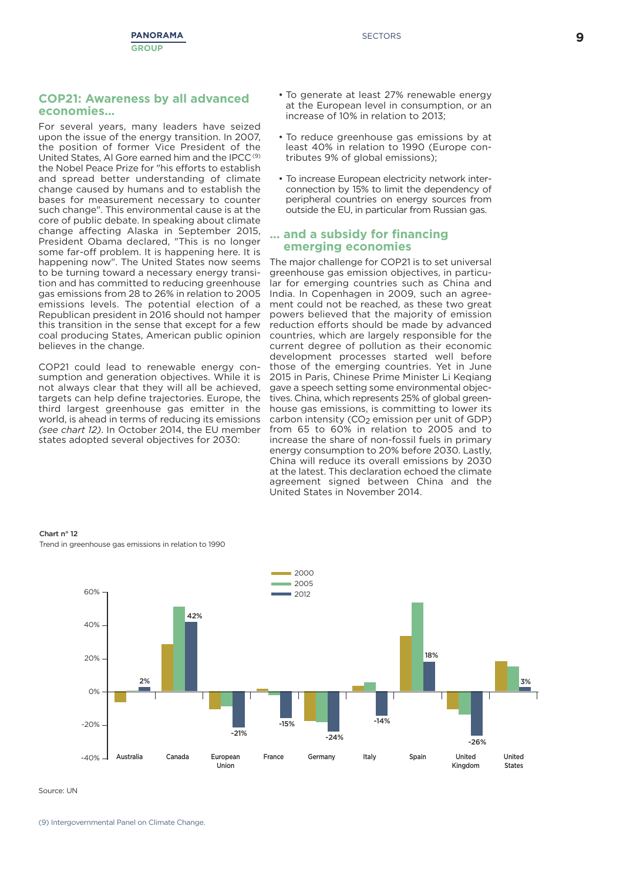## COP21: Awareness by all advanced economies...

For several years, many leaders have seized upon the issue of the energy transition. In 2007, the position of former Vice President of the United States, Al Gore earned him and the IPCC[9] the Nobel Peace Prize for "his efforts to establish and spread better understanding of climate change caused by humans and to establish the bases for measurement necessary to counter such change". This environmental cause is at the core of public debate. In speaking about climate change affecting Alaska in September 2015, President Obama declared, "This is no longer some far-off problem. It is happening here. It is happening now". The United States now seems to be turning toward a necessary energy transition and has committed to reducing greenhouse gas emissions from 28 to 26% in relation to 2005 emissions levels. The potential election of a Republican president in 2016 should not hamper this transition in the sense that except for a few coal producing States, American public opinion believes in the change.

COP21 could lead to renewable energy consumption and generation objectives. While it is not always clear that they will all be achieved, targets can help define trajectories. Europe, the third largest greenhouse gas emitter in the world, is ahead in terms of reducing its emissions *(see chart 12)*. In October 2014, the EU member states adopted several objectives for 2030:

- To generate at least 27% renewable energy at the European level in consumption, or an increase of 10% in relation to 2013;
- To reduce greenhouse gas emissions by at least 40% in relation to 1990 (Europe contributes 9% of global emissions);
- To increase European electricity network interconnection by 15% to limit the dependency of peripheral countries on energy sources from outside the EU, in particular from Russian gas.

## ... and a subsidy for financing emerging economies

The major challenge for COP21 is to set universal greenhouse gas emission objectives, in particular for emerging countries such as China and India. In Copenhagen in 2009, such an agreement could not be reached, as these two great powers believed that the majority of emission reduction efforts should be made by advanced countries, which are largely responsible for the current degree of pollution as their economic development processes started well before those of the emerging countries. Yet in June 2015 in Paris, Chinese Prime Minister Li Keqiang gave a speech setting some environmental objectives. China, which represents 25% of global greenhouse gas emissions, is committing to lower its carbon intensity ($CO_2$ emission per unit of GDP) from 65 to 60% in relation to 2005 and to increase the share of non-fossil fuels in primary energy consumption to 20% before 2030. Lastly, China will reduce its overall emissions by 2030 at the latest. This declaration echoed the climate agreement signed between China and the United States in November 2014.

**Chart n° 12**

Trend in greenhouse gas emissions in relation to 1990

| | 2012 |
|---|---|
| Australia | 2% |
| Canada | 42% |
| European Union | -21% |
| France | -15% |
| Germany | -24% |
| Italy | -14% |
| Spain | 18% |
| United Kingdom | -26% |
| United States | 3% |

Source: UN

(9) Intergovernmental Panel on Climate Change.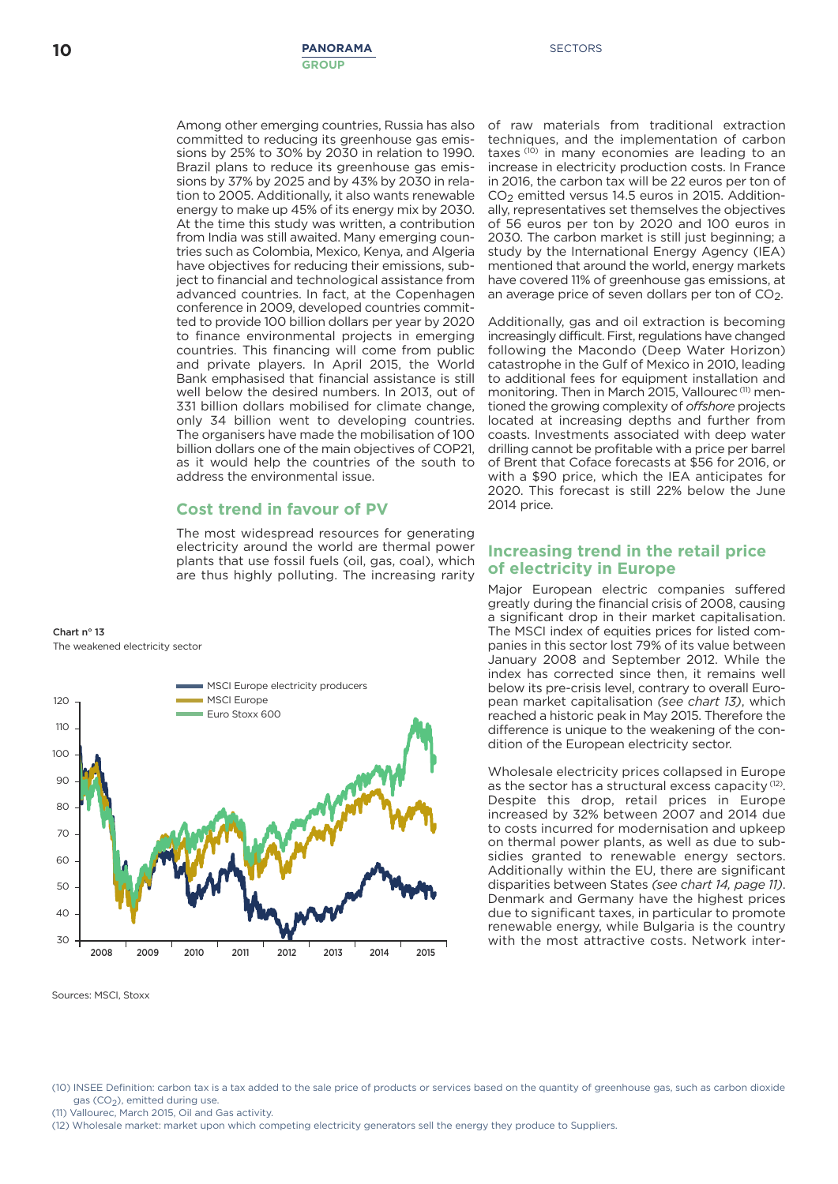Among other emerging countries, Russia has also committed to reducing its greenhouse gas emissions by 25% to 30% by 2030 in relation to 1990. Brazil plans to reduce its greenhouse gas emissions by 37% by 2025 and by 43% by 2030 in relation to 2005. Additionally, it also wants renewable energy to make up 45% of its energy mix by 2030. At the time this study was written, a contribution from India was still awaited. Many emerging countries such as Colombia, Mexico, Kenya, and Algeria have objectives for reducing their emissions, subject to financial and technological assistance from advanced countries. In fact, at the Copenhagen conference in 2009, developed countries committed to provide 100 billion dollars per year by 2020 to finance environmental projects in emerging countries. This financing will come from public and private players. In April 2015, the World Bank emphasised that financial assistance is still well below the desired numbers. In 2013, out of 331 billion dollars mobilised for climate change, only 34 billion went to developing countries. The organisers have made the mobilisation of 100 billion dollars one of the main objectives of COP21, as it would help the countries of the south to address the environmental issue.

## Cost trend in favour of PV

The most widespread resources for generating electricity around the world are thermal power plants that use fossil fuels (oil, gas, coal), which are thus highly polluting. The increasing rarity of raw materials from traditional extraction techniques, and the implementation of carbon taxes [10] in many economies are leading to an increase in electricity production costs. In France in 2016, the carbon tax will be 22 euros per ton of $CO_2$ emitted versus 14.5 euros in 2015. Additionally, representatives set themselves the objectives of 56 euros per ton by 2020 and 100 euros in 2030. The carbon market is still just beginning; a study by the International Energy Agency (IEA) mentioned that around the world, energy markets have covered 11% of greenhouse gas emissions, at an average price of seven dollars per ton of $CO_2$.

Additionally, gas and oil extraction is becoming increasingly difficult. First, regulations have changed following the Macondo (Deep Water Horizon) catastrophe in the Gulf of Mexico in 2010, leading to additional fees for equipment installation and monitoring. Then in March 2015, Vallourec [11] mentioned the growing complexity of *offshore* projects located at increasing depths and further from coasts. Investments associated with deep water drilling cannot be profitable with a price per barrel of Brent that Coface forecasts at $56 for 2016, or with a $90 price, which the IEA anticipates for 2020. This forecast is still 22% below the June 2014 price.

**Chart n° 13**
The weakened electricity sector

Legend: MSCI Europe electricity producers; MSCI Europe; Euro Stoxx 600

Sources: MSCI, Stoxx

## Increasing trend in the retail price of electricity in Europe

Major European electric companies suffered greatly during the financial crisis of 2008, causing a significant drop in their market capitalisation. The MSCI index of equities prices for listed companies in this sector lost 79% of its value between January 2008 and September 2012. While the index has corrected since then, it remains well below its pre-crisis level, contrary to overall European market capitalisation *(see chart 13)*, which reached a historic peak in May 2015. Therefore the difference is unique to the weakening of the condition of the European electricity sector.

Wholesale electricity prices collapsed in Europe as the sector has a structural excess capacity [12]. Despite this drop, retail prices in Europe increased by 32% between 2007 and 2014 due to costs incurred for modernisation and upkeep on thermal power plants, as well as due to subsidies granted to renewable energy sectors. Additionally within the EU, there are significant disparities between States *(see chart 14, page 11)*. Denmark and Germany have the highest prices due to significant taxes, in particular to promote renewable energy, while Bulgaria is the country with the most attractive costs. Network inter-

(10) INSEE Definition: carbon tax is a tax added to the sale price of products or services based on the quantity of greenhouse gas, such as carbon dioxide gas ($CO_2$), emitted during use.
(11) Vallourec, March 2015, Oil and Gas activity.
(12) Wholesale market: market upon which competing electricity generators sell the energy they produce to Suppliers.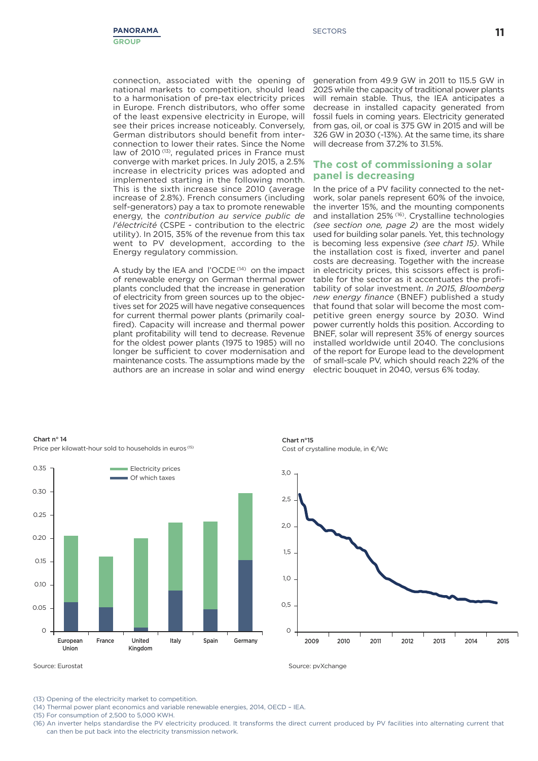connection, associated with the opening of national markets to competition, should lead to a harmonisation of pre-tax electricity prices in Europe. French distributors, who offer some of the least expensive electricity in Europe, will see their prices increase noticeably. Conversely, German distributors should benefit from interconnection to lower their rates. Since the Nome law of 2010 [13], regulated prices in France must converge with market prices. In July 2015, a 2.5% increase in electricity prices was adopted and implemented starting in the following month. This is the sixth increase since 2010 (average increase of 2.8%). French consumers (including self-generators) pay a tax to promote renewable energy, the *contribution au service public de l'électricité* (CSPE - contribution to the electric utility). In 2015, 35% of the revenue from this tax went to PV development, according to the Energy regulatory commission.

A study by the IEA and l'OCDE [14] on the impact of renewable energy on German thermal power plants concluded that the increase in generation of electricity from green sources up to the objectives set for 2025 will have negative consequences for current thermal power plants (primarily coal-fired). Capacity will increase and thermal power plant profitability will tend to decrease. Revenue for the oldest power plants (1975 to 1985) will no longer be sufficient to cover modernisation and maintenance costs. The assumptions made by the authors are an increase in solar and wind energy generation from 49.9 GW in 2011 to 115.5 GW in 2025 while the capacity of traditional power plants will remain stable. Thus, the IEA anticipates a decrease in installed capacity generated from fossil fuels in coming years. Electricity generated from gas, oil, or coal is 375 GW in 2015 and will be 326 GW in 2030 (-13%). At the same time, its share will decrease from 37.2% to 31.5%.

## The cost of commissioning a solar panel is decreasing

In the price of a PV facility connected to the network, solar panels represent 60% of the invoice, the inverter 15%, and the mounting components and installation 25% [16]. Crystalline technologies *(see section one, page 2)* are the most widely used for building solar panels. Yet, this technology is becoming less expensive *(see chart 15)*. While the installation cost is fixed, inverter and panel costs are decreasing. Together with the increase in electricity prices, this scissors effect is profitable for the sector as it accentuates the profitability of solar investment. *In 2015, Bloomberg new energy finance* (BNEF) published a study that found that solar will become the most competitive green energy source by 2030. Wind power currently holds this position. According to BNEF, solar will represent 35% of energy sources installed worldwide until 2040. The conclusions of the report for Europe lead to the development of small-scale PV, which should reach 22% of the electric bouquet in 2040, versus 6% today.

**Chart n° 14**
Price per kilowatt-hour sold to households in euros [15]

| | Electricity prices | Of which taxes |
|---|---|---|
| European Union | ~0.21 | ~0.06 |
| France | ~0.16 | ~0.05 |
| United Kingdom | ~0.20 | ~0.01 |
| Italy | ~0.23 | ~0.09 |
| Spain | ~0.24 | ~0.05 |
| Germany | ~0.30 | ~0.15 |

Source: Eurostat

**Chart n°15**
Cost of crystalline module, in €/Wc

(Line chart, 2009–2015: cost falls from about 2.6 €/Wc at the start of 2009 to about 0.55 €/Wc in 2015.)

Source: pvXchange

(13) Opening of the electricity market to competition.
(14) Thermal power plant economics and variable renewable energies, 2014, OECD – IEA.
(15) For consumption of 2,500 to 5,000 KWH.
(16) An inverter helps standardise the PV electricity produced. It transforms the direct current produced by PV facilities into alternating current that can then be put back into the electricity transmission network.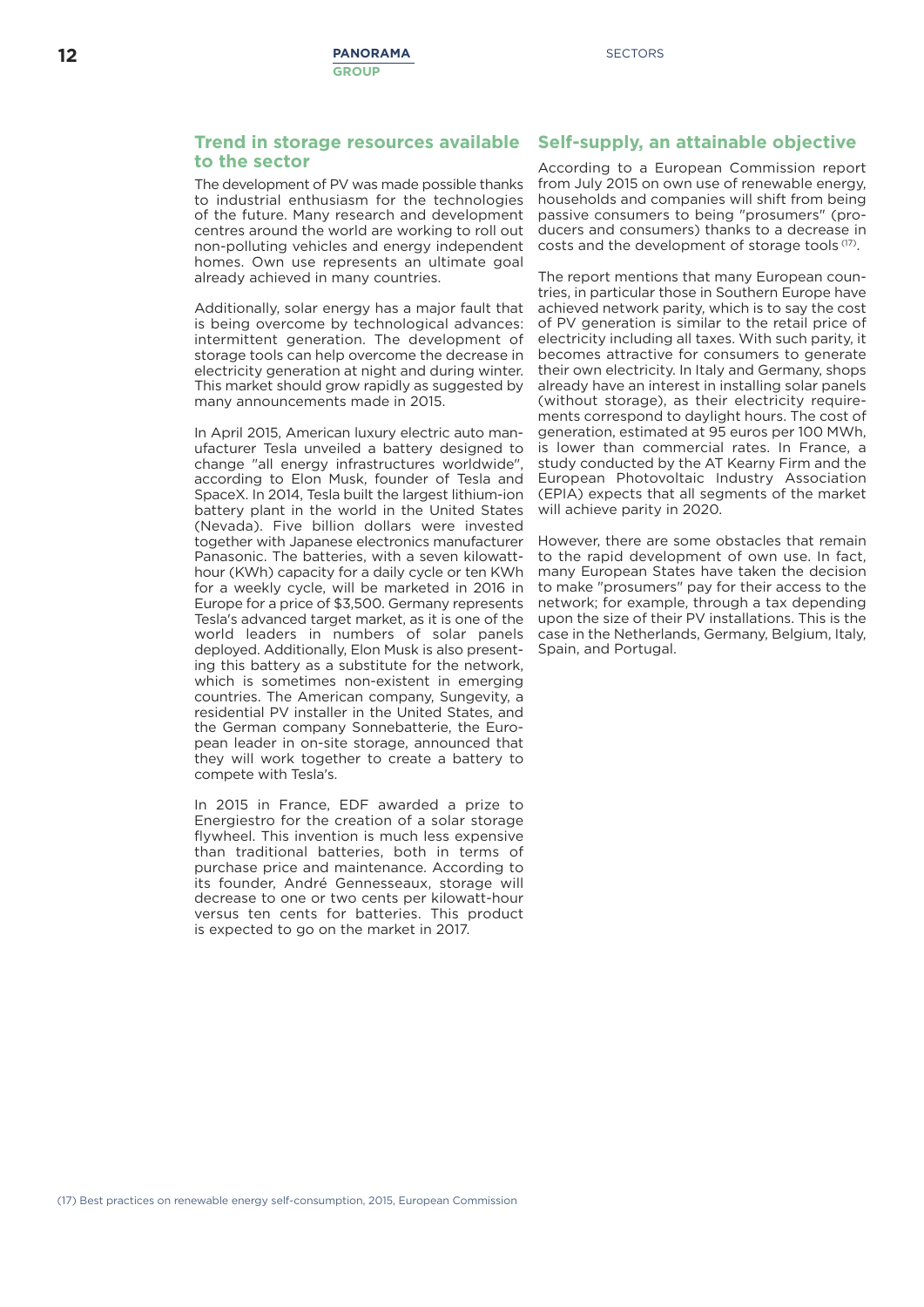## Trend in storage resources available to the sector

The development of PV was made possible thanks to industrial enthusiasm for the technologies of the future. Many research and development centres around the world are working to roll out non-polluting vehicles and energy independent homes. Own use represents an ultimate goal already achieved in many countries.

Additionally, solar energy has a major fault that is being overcome by technological advances: intermittent generation. The development of storage tools can help overcome the decrease in electricity generation at night and during winter. This market should grow rapidly as suggested by many announcements made in 2015.

In April 2015, American luxury electric auto manufacturer Tesla unveiled a battery designed to change "all energy infrastructures worldwide", according to Elon Musk, founder of Tesla and SpaceX. In 2014, Tesla built the largest lithium-ion battery plant in the world in the United States (Nevada). Five billion dollars were invested together with Japanese electronics manufacturer Panasonic. The batteries, with a seven kilowatt-hour (KWh) capacity for a daily cycle or ten KWh for a weekly cycle, will be marketed in 2016 in Europe for a price of $3,500. Germany represents Tesla's advanced target market, as it is one of the world leaders in numbers of solar panels deployed. Additionally, Elon Musk is also presenting this battery as a substitute for the network, which is sometimes non-existent in emerging countries. The American company, Sungevity, a residential PV installer in the United States, and the German company Sonnebatterie, the European leader in on-site storage, announced that they will work together to create a battery to compete with Tesla's.

In 2015 in France, EDF awarded a prize to Energiestro for the creation of a solar storage flywheel. This invention is much less expensive than traditional batteries, both in terms of purchase price and maintenance. According to its founder, André Gennesseaux, storage will decrease to one or two cents per kilowatt-hour versus ten cents for batteries. This product is expected to go on the market in 2017.

## Self-supply, an attainable objective

According to a European Commission report from July 2015 on own use of renewable energy, households and companies will shift from being passive consumers to being "prosumers" (producers and consumers) thanks to a decrease in costs and the development of storage tools [17].

The report mentions that many European countries, in particular those in Southern Europe have achieved network parity, which is to say the cost of PV generation is similar to the retail price of electricity including all taxes. With such parity, it becomes attractive for consumers to generate their own electricity. In Italy and Germany, shops already have an interest in installing solar panels (without storage), as their electricity requirements correspond to daylight hours. The cost of generation, estimated at 95 euros per 100 MWh, is lower than commercial rates. In France, a study conducted by the AT Kearny Firm and the European Photovoltaic Industry Association (EPIA) expects that all segments of the market will achieve parity in 2020.

However, there are some obstacles that remain to the rapid development of own use. In fact, many European States have taken the decision to make "prosumers" pay for their access to the network; for example, through a tax depending upon the size of their PV installations. This is the case in the Netherlands, Germany, Belgium, Italy, Spain, and Portugal.

(17) Best practices on renewable energy self-consumption, 2015, European Commission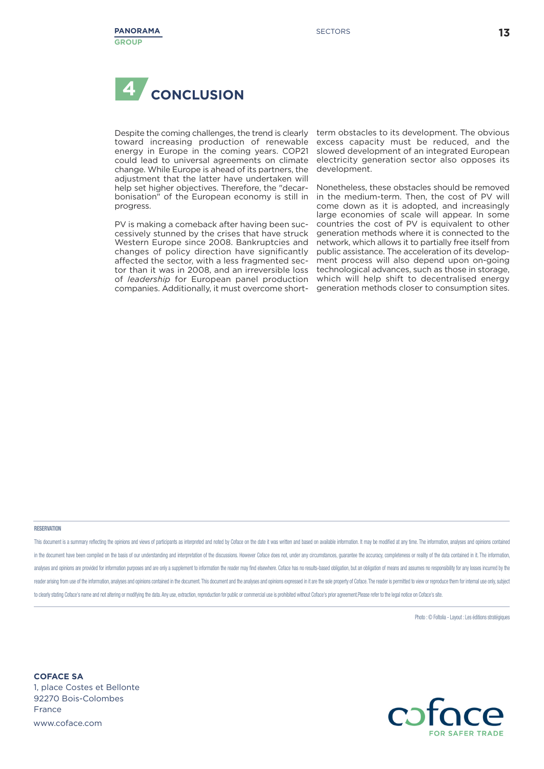## 4 CONCLUSION

Despite the coming challenges, the trend is clearly toward increasing production of renewable energy in Europe in the coming years. COP21 could lead to universal agreements on climate change. While Europe is ahead of its partners, the adjustment that the latter have undertaken will help set higher objectives. Therefore, the "decarbonisation" of the European economy is still in progress.

PV is making a comeback after having been successively stunned by the crises that have struck Western Europe since 2008. Bankruptcies and changes of policy direction have significantly affected the sector, with a less fragmented sector than it was in 2008, and an irreversible loss of *leadership* for European panel production companies. Additionally, it must overcome short-term obstacles to its development. The obvious excess capacity must be reduced, and the slowed development of an integrated European electricity generation sector also opposes its development.

Nonetheless, these obstacles should be removed in the medium-term. Then, the cost of PV will come down as it is adopted, and increasingly large economies of scale will appear. In some countries the cost of PV is equivalent to other generation methods where it is connected to the network, which allows it to partially free itself from public assistance. The acceleration of its development process will also depend upon on-going technological advances, such as those in storage, which will help shift to decentralised energy generation methods closer to consumption sites.

**RESERVATION**

This document is a summary reflecting the opinions and views of participants as interpreted and noted by Coface on the date it was written and based on available information. It may be modified at any time. The information, analyses and opinions contained in the document have been compiled on the basis of our understanding and interpretation of the discussions. However Coface does not, under any circumstances, guarantee the accuracy, completeness or reality of the data contained in it. The information, analyses and opinions are provided for information purposes and are only a supplement to information the reader may find elsewhere. Coface has no results-based obligation, but an obligation of means and assumes no responsibility for any losses incurred by the reader arising from use of the information, analyses and opinions contained in the document. This document and the analyses and opinions expressed in it are the sole property of Coface. The reader is permitted to view or reproduce them for internal use only, subject to clearly stating Coface's name and not altering or modifying the data. Any use, extraction, reproduction for public or commercial use is prohibited without Coface's prior agreement.Please refer to the legal notice on Coface's site.

Photo : © Fotolia - Layout : Les éditions stratégiques

**COFACE SA**
1, place Costes et Bellonte
92270 Bois-Colombes
France

www.coface.com

coface
FOR SAFER TRADE